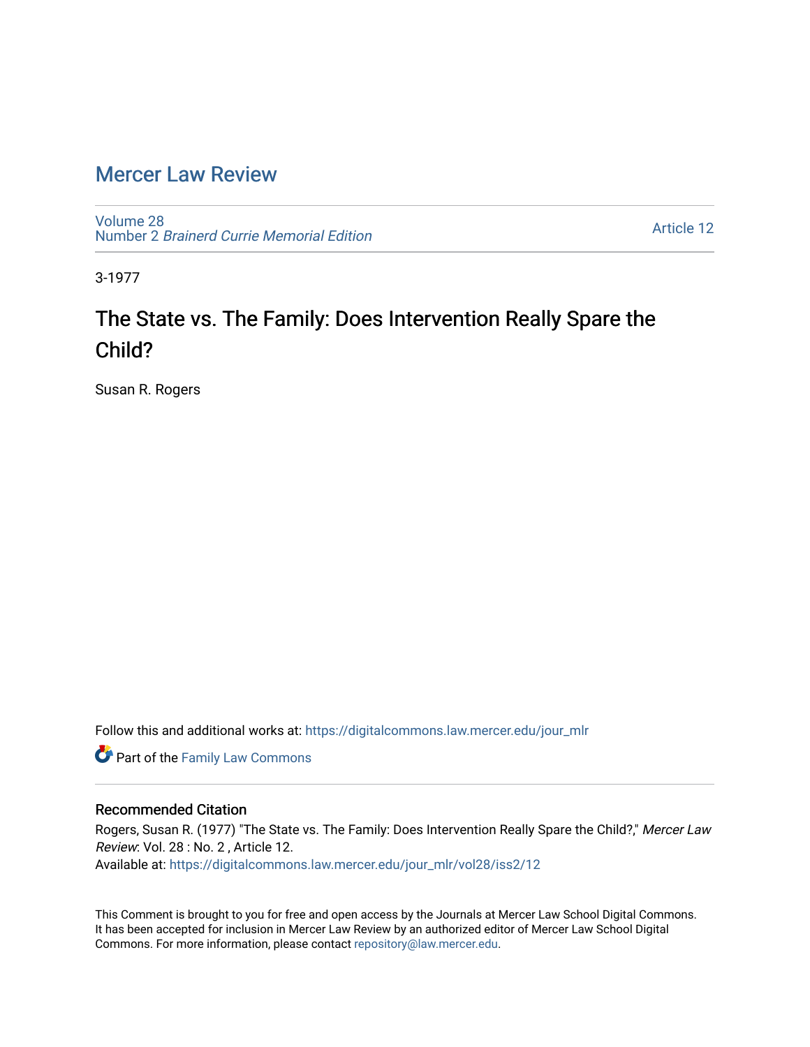# Mercer Law Review

Volume 28
Number 2 *Brainerd Currie Memorial Edition*

Article 12

3-1977

## The State vs. The Family: Does Intervention Really Spare the Child?

Susan R. Rogers

Follow this and additional works at: https://digitalcommons.law.mercer.edu/jour_mlr

Part of the Family Law Commons

### Recommended Citation

Rogers, Susan R. (1977) "The State vs. The Family: Does Intervention Really Spare the Child?," *Mercer Law Review*: Vol. 28 : No. 2 , Article 12.
Available at: https://digitalcommons.law.mercer.edu/jour_mlr/vol28/iss2/12

This Comment is brought to you for free and open access by the Journals at Mercer Law School Digital Commons. It has been accepted for inclusion in Mercer Law Review by an authorized editor of Mercer Law School Digital Commons. For more information, please contact repository@law.mercer.edu.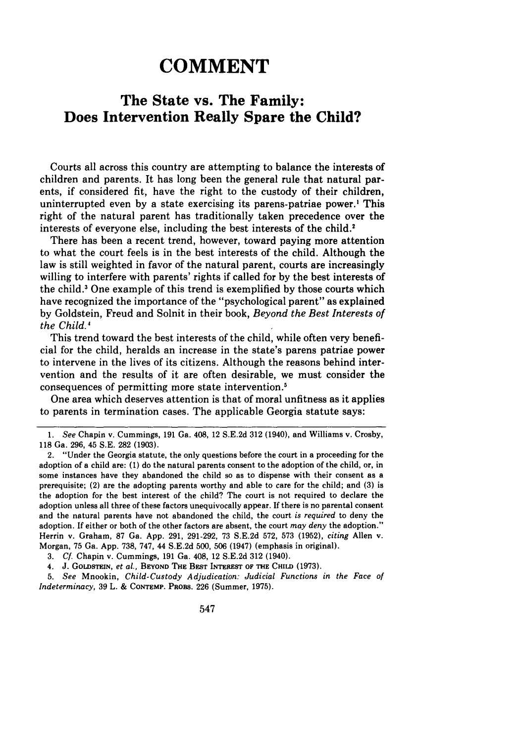# COMMENT

## The State vs. The Family: Does Intervention Really Spare the Child?

Courts all across this country are attempting to balance the interests of children and parents. It has long been the general rule that natural parents, if considered fit, have the right to the custody of their children, uninterrupted even by a state exercising its parens-patriae power.[1] This right of the natural parent has traditionally taken precedence over the interests of everyone else, including the best interests of the child.[2]

There has been a recent trend, however, toward paying more attention to what the court feels is in the best interests of the child. Although the law is still weighted in favor of the natural parent, courts are increasingly willing to interfere with parents' rights if called for by the best interests of the child.[3] One example of this trend is exemplified by those courts which have recognized the importance of the "psychological parent" as explained by Goldstein, Freud and Solnit in their book, *Beyond the Best Interests of the Child.*[4]

This trend toward the best interests of the child, while often very beneficial for the child, heralds an increase in the state's parens patriae power to intervene in the lives of its citizens. Although the reasons behind intervention and the results of it are often desirable, we must consider the consequences of permitting more state intervention.[5]

One area which deserves attention is that of moral unfitness as it applies to parents in termination cases. The applicable Georgia statute says:

---

1. *See* Chapin v. Cummings, 191 Ga. 408, 12 S.E.2d 312 (1940), and Williams v. Crosby, 118 Ga. 296, 45 S.E. 282 (1903).

2. "Under the Georgia statute, the only questions before the court in a proceeding for the adoption of a child are: (1) do the natural parents consent to the adoption of the child, or, in some instances have they abandoned the child so as to dispense with their consent as a prerequisite; (2) are the adopting parents worthy and able to care for the child; and (3) is the adoption for the best interest of the child? The court is not required to declare the adoption unless all three of these factors unequivocally appear. If there is no parental consent and the natural parents have not abandoned the child, the court *is required* to deny the adoption. If either or both of the other factors are absent, the court *may deny* the adoption." Herrin v. Graham, 87 Ga. App. 291, 291-292, 73 S.E.2d 572, 573 (1952), *citing* Allen v. Morgan, 75 Ga. App. 738, 747, 44 S.E.2d 500, 506 (1947) (emphasis in original).

3. *Cf.* Chapin v. Cummings, 191 Ga. 408, 12 S.E.2d 312 (1940).

4. J. GOLDSTEIN, *et al.*, BEYOND THE BEST INTEREST OF THE CHILD (1973).

5. *See* Mnookin, *Child-Custody Adjudication: Judicial Functions in the Face of Indeterminacy*, 39 L. & CONTEMP. PROBS. 226 (Summer, 1975).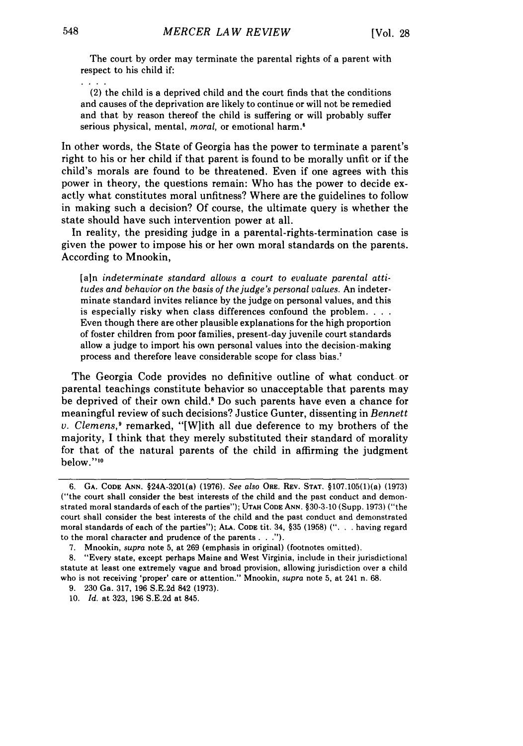> The court by order may terminate the parental rights of a parent with respect to his child if:
>
> . . . .
>
> (2) the child is a deprived child and the court finds that the conditions and causes of the deprivation are likely to continue or will not be remedied and that by reason thereof the child is suffering or will probably suffer serious physical, mental, *moral*, or emotional harm.[6]

In other words, the State of Georgia has the power to terminate a parent's right to his or her child if that parent is found to be morally unfit or if the child's morals are found to be threatened. Even if one agrees with this power in theory, the questions remain: Who has the power to decide exactly what constitutes moral unfitness? Where are the guidelines to follow in making such a decision? Of course, the ultimate query is whether the state should have such intervention power at all.

In reality, the presiding judge in a parental-rights-termination case is given the power to impose his or her own moral standards on the parents. According to Mnookin,

> [a]n *indeterminate standard allows a court to evaluate parental attitudes and behavior on the basis of the judge's personal values.* An indeterminate standard invites reliance by the judge on personal values, and this is especially risky when class differences confound the problem. . . . Even though there are other plausible explanations for the high proportion of foster children from poor families, present-day juvenile court standards allow a judge to import his own personal values into the decision-making process and therefore leave considerable scope for class bias.[7]

The Georgia Code provides no definitive outline of what conduct or parental teachings constitute behavior so unacceptable that parents may be deprived of their own child.[8] Do such parents have even a chance for meaningful review of such decisions? Justice Gunter, dissenting in *Bennett v. Clemens*,[9] remarked, "[W]ith all due deference to my brothers of the majority, I think that they merely substituted their standard of morality for that of the natural parents of the child in affirming the judgment below."[10]

---

6. GA. CODE ANN. §24A-3201(a) (1976). *See also* ORE. REV. STAT. §107.105(1)(a) (1973) ("the court shall consider the best interests of the child and the past conduct and demonstrated moral standards of each of the parties"); UTAH CODE ANN. §30-3-10 (Supp. 1973) ("the court shall consider the best interests of the child and the past conduct and demonstrated moral standards of each of the parties"); ALA. CODE tit. 34, §35 (1958) (". . . having regard to the moral character and prudence of the parents . . .").

7. Mnookin, *supra* note 5, at 269 (emphasis in original) (footnotes omitted).

8. "Every state, except perhaps Maine and West Virginia, include in their jurisdictional statute at least one extremely vague and broad provision, allowing jurisdiction over a child who is not receiving 'proper' care or attention." Mnookin, *supra* note 5, at 241 n. 68.

9. 230 Ga. 317, 196 S.E.2d 842 (1973).

10. *Id.* at 323, 196 S.E.2d at 845.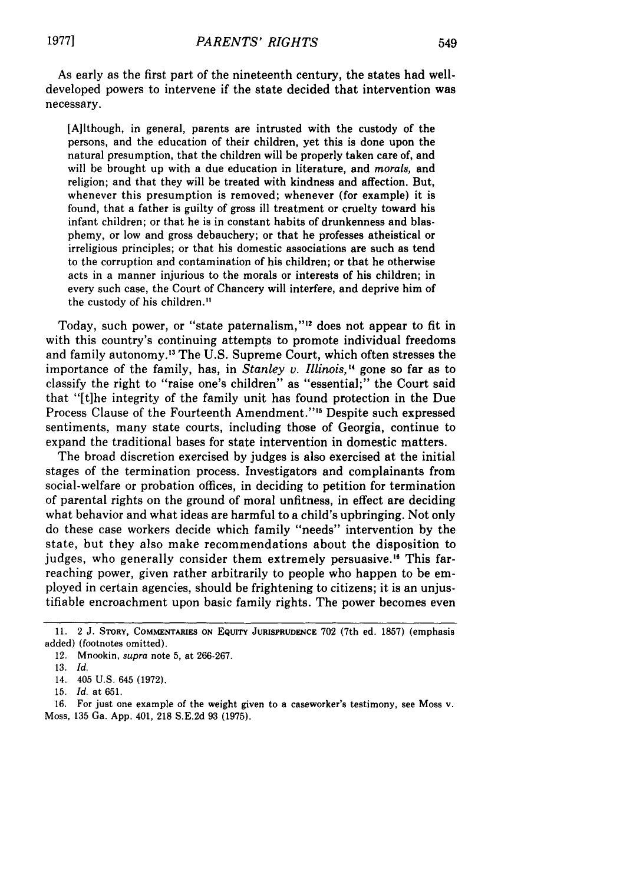As early as the first part of the nineteenth century, the states had well-developed powers to intervene if the state decided that intervention was necessary.

> [A]lthough, in general, parents are intrusted with the custody of the persons, and the education of their children, yet this is done upon the natural presumption, that the children will be properly taken care of, and will be brought up with a due education in literature, and *morals,* and religion; and that they will be treated with kindness and affection. But, whenever this presumption is removed; whenever (for example) it is found, that a father is guilty of gross ill treatment or cruelty toward his infant children; or that he is in constant habits of drunkenness and blasphemy, or low and gross debauchery; or that he professes atheistical or irreligious principles; or that his domestic associations are such as tend to the corruption and contamination of his children; or that he otherwise acts in a manner injurious to the morals or interests of his children; in every such case, the Court of Chancery will interfere, and deprive him of the custody of his children.[11]

Today, such power, or "state paternalism,"[12] does not appear to fit in with this country's continuing attempts to promote individual freedoms and family autonomy.[13] The U.S. Supreme Court, which often stresses the importance of the family, has, in *Stanley v. Illinois,*[14] gone so far as to classify the right to "raise one's children" as "essential;" the Court said that "[t]he integrity of the family unit has found protection in the Due Process Clause of the Fourteenth Amendment."[15] Despite such expressed sentiments, many state courts, including those of Georgia, continue to expand the traditional bases for state intervention in domestic matters.

The broad discretion exercised by judges is also exercised at the initial stages of the termination process. Investigators and complainants from social-welfare or probation offices, in deciding to petition for termination of parental rights on the ground of moral unfitness, in effect are deciding what behavior and what ideas are harmful to a child's upbringing. Not only do these case workers decide which family "needs" intervention by the state, but they also make recommendations about the disposition to judges, who generally consider them extremely persuasive.[16] This far-reaching power, given rather arbitrarily to people who happen to be employed in certain agencies, should be frightening to citizens; it is an unjustifiable encroachment upon basic family rights. The power becomes even

---

11. 2 J. STORY, COMMENTARIES ON EQUITY JURISPRUDENCE 702 (7th ed. 1857) (emphasis added) (footnotes omitted).

12. Mnookin, *supra* note 5, at 266-267.

13. *Id.*

14. 405 U.S. 645 (1972).

15. *Id.* at 651.

16. For just one example of the weight given to a caseworker's testimony, see Moss v. Moss, 135 Ga. App. 401, 218 S.E.2d 93 (1975).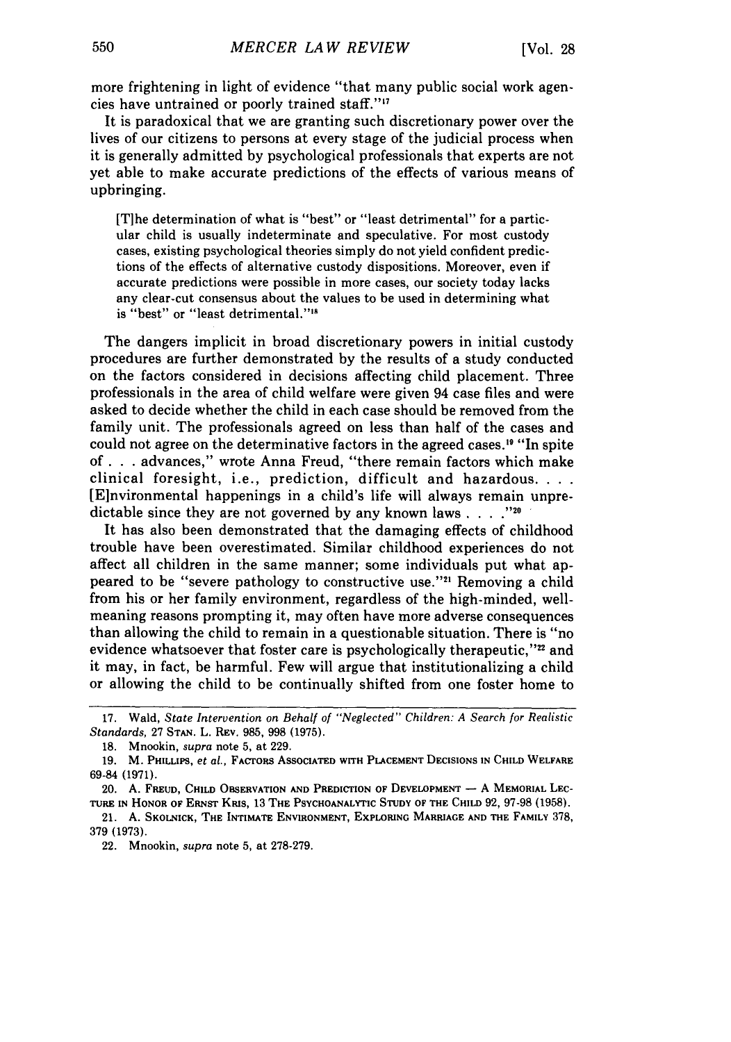more frightening in light of evidence "that many public social work agencies have untrained or poorly trained staff."[17]

It is paradoxical that we are granting such discretionary power over the lives of our citizens to persons at every stage of the judicial process when it is generally admitted by psychological professionals that experts are not yet able to make accurate predictions of the effects of various means of upbringing.

> [T]he determination of what is "best" or "least detrimental" for a particular child is usually indeterminate and speculative. For most custody cases, existing psychological theories simply do not yield confident predictions of the effects of alternative custody dispositions. Moreover, even if accurate predictions were possible in more cases, our society today lacks any clear-cut consensus about the values to be used in determining what is "best" or "least detrimental."[18]

The dangers implicit in broad discretionary powers in initial custody procedures are further demonstrated by the results of a study conducted on the factors considered in decisions affecting child placement. Three professionals in the area of child welfare were given 94 case files and were asked to decide whether the child in each case should be removed from the family unit. The professionals agreed on less than half of the cases and could not agree on the determinative factors in the agreed cases.[19] "In spite of . . . advances," wrote Anna Freud, "there remain factors which make clinical foresight, i.e., prediction, difficult and hazardous. . . . [E]nvironmental happenings in a child's life will always remain unpredictable since they are not governed by any known laws . . . ."[20]

It has also been demonstrated that the damaging effects of childhood trouble have been overestimated. Similar childhood experiences do not affect all children in the same manner; some individuals put what appeared to be "severe pathology to constructive use."[21] Removing a child from his or her family environment, regardless of the high-minded, well-meaning reasons prompting it, may often have more adverse consequences than allowing the child to remain in a questionable situation. There is "no evidence whatsoever that foster care is psychologically therapeutic,"[22] and it may, in fact, be harmful. Few will argue that institutionalizing a child or allowing the child to be continually shifted from one foster home to

---

17. Wald, *State Intervention on Behalf of "Neglected" Children: A Search for Realistic Standards*, 27 STAN. L. REV. 985, 998 (1975).

18. Mnookin, *supra* note 5, at 229.

19. M. PHILLIPS, *et al.*, FACTORS ASSOCIATED WITH PLACEMENT DECISIONS IN CHILD WELFARE 69-84 (1971).

20. A. FREUD, CHILD OBSERVATION AND PREDICTION OF DEVELOPMENT — A MEMORIAL LECTURE IN HONOR OF ERNST KRIS, 13 THE PSYCHOANALYTIC STUDY OF THE CHILD 92, 97-98 (1958).

21. A. SKOLNICK, THE INTIMATE ENVIRONMENT, EXPLORING MARRIAGE AND THE FAMILY 378, 379 (1973).

22. Mnookin, *supra* note 5, at 278-279.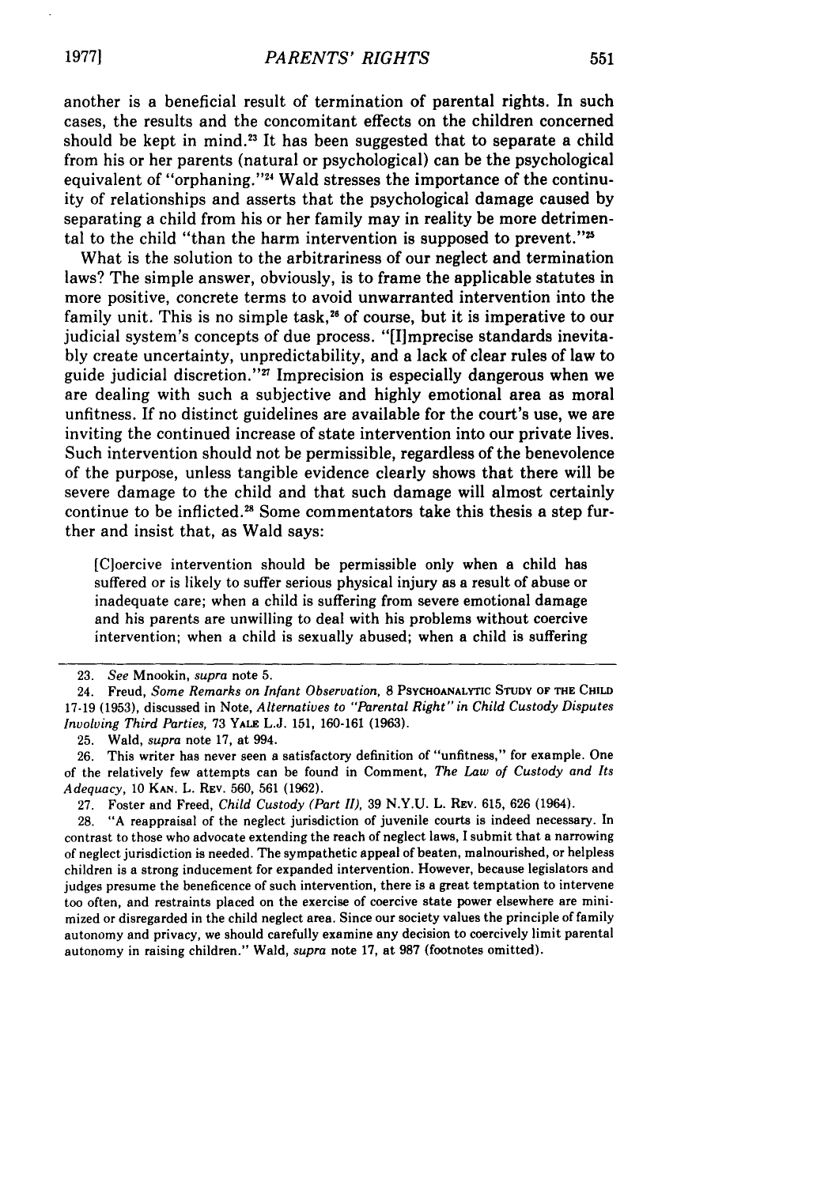another is a beneficial result of termination of parental rights. In such cases, the results and the concomitant effects on the children concerned should be kept in mind.[23] It has been suggested that to separate a child from his or her parents (natural or psychological) can be the psychological equivalent of "orphaning."[24] Wald stresses the importance of the continuity of relationships and asserts that the psychological damage caused by separating a child from his or her family may in reality be more detrimental to the child "than the harm intervention is supposed to prevent."[25]

What is the solution to the arbitrariness of our neglect and termination laws? The simple answer, obviously, is to frame the applicable statutes in more positive, concrete terms to avoid unwarranted intervention into the family unit. This is no simple task,[26] of course, but it is imperative to our judicial system's concepts of due process. "[I]mprecise standards inevitably create uncertainty, unpredictability, and a lack of clear rules of law to guide judicial discretion."[27] Imprecision is especially dangerous when we are dealing with such a subjective and highly emotional area as moral unfitness. If no distinct guidelines are available for the court's use, we are inviting the continued increase of state intervention into our private lives. Such intervention should not be permissible, regardless of the benevolence of the purpose, unless tangible evidence clearly shows that there will be severe damage to the child and that such damage will almost certainly continue to be inflicted.[28] Some commentators take this thesis a step further and insist that, as Wald says:

> [C]oercive intervention should be permissible only when a child has suffered or is likely to suffer serious physical injury as a result of abuse or inadequate care; when a child is suffering from severe emotional damage and his parents are unwilling to deal with his problems without coercive intervention; when a child is sexually abused; when a child is suffering

---

23. *See* Mnookin, *supra* note 5.

24. Freud, *Some Remarks on Infant Observation,* 8 PSYCHOANALYTIC STUDY OF THE CHILD 17-19 (1953), discussed in Note, *Alternatives to "Parental Right" in Child Custody Disputes Involving Third Parties,* 73 YALE L.J. 151, 160-161 (1963).

25. Wald, *supra* note 17, at 994.

26. This writer has never seen a satisfactory definition of "unfitness," for example. One of the relatively few attempts can be found in Comment, *The Law of Custody and Its Adequacy,* 10 KAN. L. REV. 560, 561 (1962).

27. Foster and Freed, *Child Custody (Part II),* 39 N.Y.U. L. REV. 615, 626 (1964).

28. "A reappraisal of the neglect jurisdiction of juvenile courts is indeed necessary. In contrast to those who advocate extending the reach of neglect laws, I submit that a narrowing of neglect jurisdiction is needed. The sympathetic appeal of beaten, malnourished, or helpless children is a strong inducement for expanded intervention. However, because legislators and judges presume the beneficence of such intervention, there is a great temptation to intervene too often, and restraints placed on the exercise of coercive state power elsewhere are minimized or disregarded in the child neglect area. Since our society values the principle of family autonomy and privacy, we should carefully examine any decision to coercively limit parental autonomy in raising children." Wald, *supra* note 17, at 987 (footnotes omitted).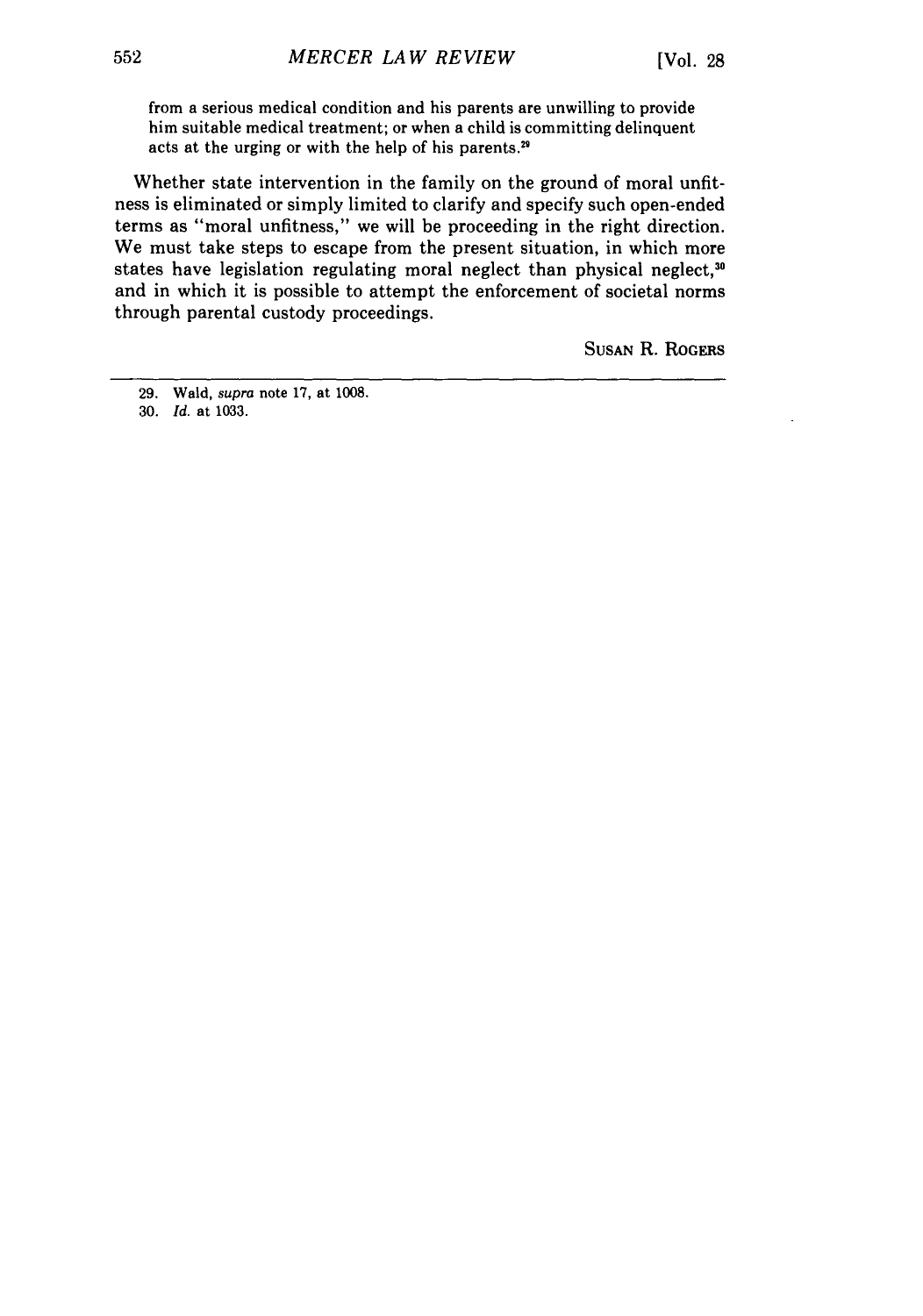from a serious medical condition and his parents are unwilling to provide him suitable medical treatment; or when a child is committing delinquent acts at the urging or with the help of his parents.[29]

Whether state intervention in the family on the ground of moral unfitness is eliminated or simply limited to clarify and specify such open-ended terms as "moral unfitness," we will be proceeding in the right direction. We must take steps to escape from the present situation, in which more states have legislation regulating moral neglect than physical neglect,[30] and in which it is possible to attempt the enforcement of societal norms through parental custody proceedings.

SUSAN R. ROGERS

---

29. Wald, *supra* note 17, at 1008.

30. *Id.* at 1033.